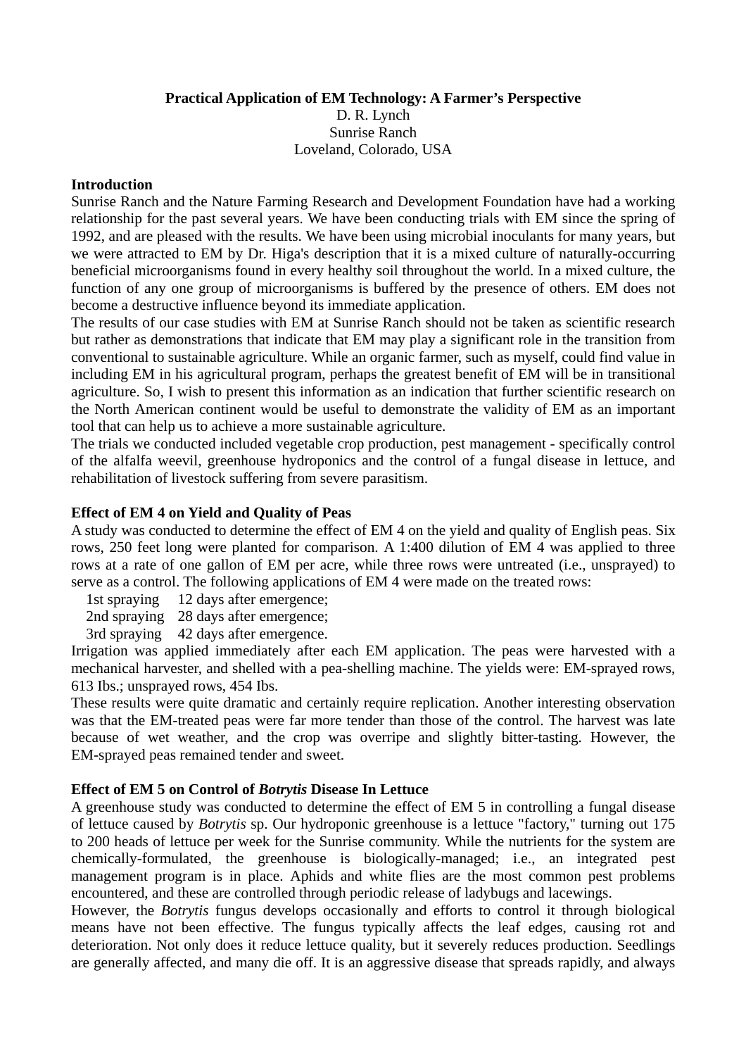**Practical Application of EM Technology: A Farmer's Perspective**

D. R. Lynch
Sunrise Ranch
Loveland, Colorado, USA

## Introduction

Sunrise Ranch and the Nature Farming Research and Development Foundation have had a working relationship for the past several years. We have been conducting trials with EM since the spring of 1992, and are pleased with the results. We have been using microbial inoculants for many years, but we were attracted to EM by Dr. Higa's description that it is a mixed culture of naturally-occurring beneficial microorganisms found in every healthy soil throughout the world. In a mixed culture, the function of any one group of microorganisms is buffered by the presence of others. EM does not become a destructive influence beyond its immediate application.

The results of our case studies with EM at Sunrise Ranch should not be taken as scientific research but rather as demonstrations that indicate that EM may play a significant role in the transition from conventional to sustainable agriculture. While an organic farmer, such as myself, could find value in including EM in his agricultural program, perhaps the greatest benefit of EM will be in transitional agriculture. So, I wish to present this information as an indication that further scientific research on the North American continent would be useful to demonstrate the validity of EM as an important tool that can help us to achieve a more sustainable agriculture.

The trials we conducted included vegetable crop production, pest management - specifically control of the alfalfa weevil, greenhouse hydroponics and the control of a fungal disease in lettuce, and rehabilitation of livestock suffering from severe parasitism.

## Effect of EM 4 on Yield and Quality of Peas

A study was conducted to determine the effect of EM 4 on the yield and quality of English peas. Six rows, 250 feet long were planted for comparison. A 1:400 dilution of EM 4 was applied to three rows at a rate of one gallon of EM per acre, while three rows were untreated (i.e., unsprayed) to serve as a control. The following applications of EM 4 were made on the treated rows:

- 1st spraying 12 days after emergence;
- 2nd spraying 28 days after emergence;
- 3rd spraying 42 days after emergence.

Irrigation was applied immediately after each EM application. The peas were harvested with a mechanical harvester, and shelled with a pea-shelling machine. The yields were: EM-sprayed rows, 613 Ibs.; unsprayed rows, 454 Ibs.

These results were quite dramatic and certainly require replication. Another interesting observation was that the EM-treated peas were far more tender than those of the control. The harvest was late because of wet weather, and the crop was overripe and slightly bitter-tasting. However, the EM-sprayed peas remained tender and sweet.

## Effect of EM 5 on Control of *Botrytis* Disease In Lettuce

A greenhouse study was conducted to determine the effect of EM 5 in controlling a fungal disease of lettuce caused by *Botrytis* sp. Our hydroponic greenhouse is a lettuce "factory," turning out 175 to 200 heads of lettuce per week for the Sunrise community. While the nutrients for the system are chemically-formulated, the greenhouse is biologically-managed; i.e., an integrated pest management program is in place. Aphids and white flies are the most common pest problems encountered, and these are controlled through periodic release of ladybugs and lacewings.

However, the *Botrytis* fungus develops occasionally and efforts to control it through biological means have not been effective. The fungus typically affects the leaf edges, causing rot and deterioration. Not only does it reduce lettuce quality, but it severely reduces production. Seedlings are generally affected, and many die off. It is an aggressive disease that spreads rapidly, and always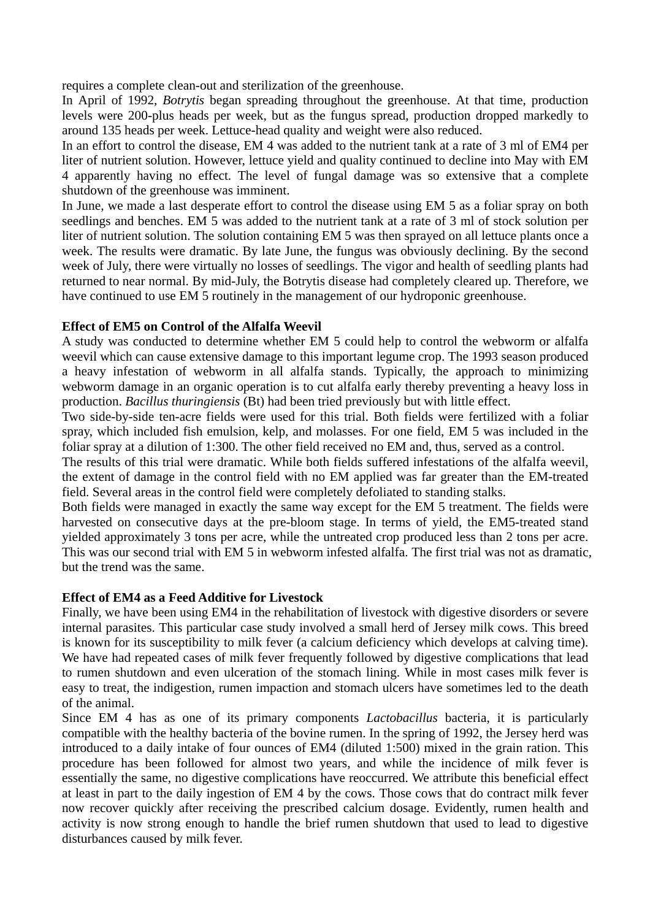requires a complete clean-out and sterilization of the greenhouse.

In April of 1992, *Botrytis* began spreading throughout the greenhouse. At that time, production levels were 200-plus heads per week, but as the fungus spread, production dropped markedly to around 135 heads per week. Lettuce-head quality and weight were also reduced.

In an effort to control the disease, EM 4 was added to the nutrient tank at a rate of 3 ml of EM4 per liter of nutrient solution. However, lettuce yield and quality continued to decline into May with EM 4 apparently having no effect. The level of fungal damage was so extensive that a complete shutdown of the greenhouse was imminent.

In June, we made a last desperate effort to control the disease using EM 5 as a foliar spray on both seedlings and benches. EM 5 was added to the nutrient tank at a rate of 3 ml of stock solution per liter of nutrient solution. The solution containing EM 5 was then sprayed on all lettuce plants once a week. The results were dramatic. By late June, the fungus was obviously declining. By the second week of July, there were virtually no losses of seedlings. The vigor and health of seedling plants had returned to near normal. By mid-July, the Botrytis disease had completely cleared up. Therefore, we have continued to use EM 5 routinely in the management of our hydroponic greenhouse.

**Effect of EM5 on Control of the Alfalfa Weevil**

A study was conducted to determine whether EM 5 could help to control the webworm or alfalfa weevil which can cause extensive damage to this important legume crop. The 1993 season produced a heavy infestation of webworm in all alfalfa stands. Typically, the approach to minimizing webworm damage in an organic operation is to cut alfalfa early thereby preventing a heavy loss in production. *Bacillus thuringiensis* (Bt) had been tried previously but with little effect.

Two side-by-side ten-acre fields were used for this trial. Both fields were fertilized with a foliar spray, which included fish emulsion, kelp, and molasses. For one field, EM 5 was included in the foliar spray at a dilution of 1:300. The other field received no EM and, thus, served as a control.

The results of this trial were dramatic. While both fields suffered infestations of the alfalfa weevil, the extent of damage in the control field with no EM applied was far greater than the EM-treated field. Several areas in the control field were completely defoliated to standing stalks.

Both fields were managed in exactly the same way except for the EM 5 treatment. The fields were harvested on consecutive days at the pre-bloom stage. In terms of yield, the EM5-treated stand yielded approximately 3 tons per acre, while the untreated crop produced less than 2 tons per acre. This was our second trial with EM 5 in webworm infested alfalfa. The first trial was not as dramatic, but the trend was the same.

**Effect of EM4 as a Feed Additive for Livestock**

Finally, we have been using EM4 in the rehabilitation of livestock with digestive disorders or severe internal parasites. This particular case study involved a small herd of Jersey milk cows. This breed is known for its susceptibility to milk fever (a calcium deficiency which develops at calving time). We have had repeated cases of milk fever frequently followed by digestive complications that lead to rumen shutdown and even ulceration of the stomach lining. While in most cases milk fever is easy to treat, the indigestion, rumen impaction and stomach ulcers have sometimes led to the death of the animal.

Since EM 4 has as one of its primary components *Lactobacillus* bacteria, it is particularly compatible with the healthy bacteria of the bovine rumen. In the spring of 1992, the Jersey herd was introduced to a daily intake of four ounces of EM4 (diluted 1:500) mixed in the grain ration. This procedure has been followed for almost two years, and while the incidence of milk fever is essentially the same, no digestive complications have reoccurred. We attribute this beneficial effect at least in part to the daily ingestion of EM 4 by the cows. Those cows that do contract milk fever now recover quickly after receiving the prescribed calcium dosage. Evidently, rumen health and activity is now strong enough to handle the brief rumen shutdown that used to lead to digestive disturbances caused by milk fever.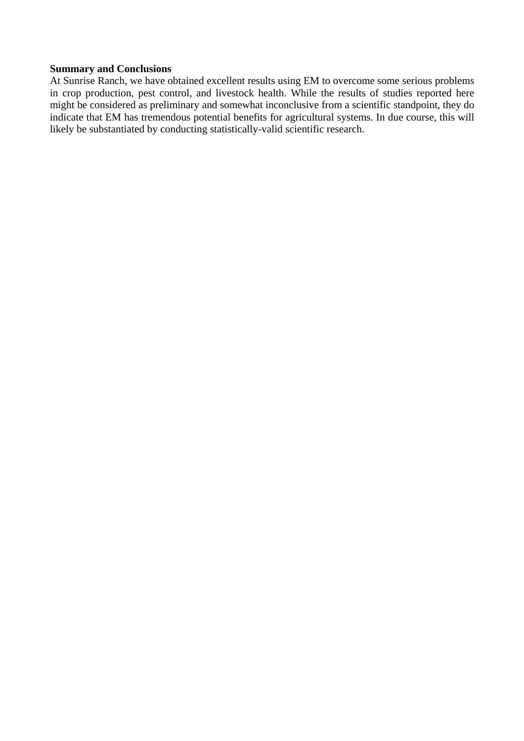**Summary and Conclusions**

At Sunrise Ranch, we have obtained excellent results using EM to overcome some serious problems in crop production, pest control, and livestock health. While the results of studies reported here might be considered as preliminary and somewhat inconclusive from a scientific standpoint, they do indicate that EM has tremendous potential benefits for agricultural systems. In due course, this will likely be substantiated by conducting statistically-valid scientific research.